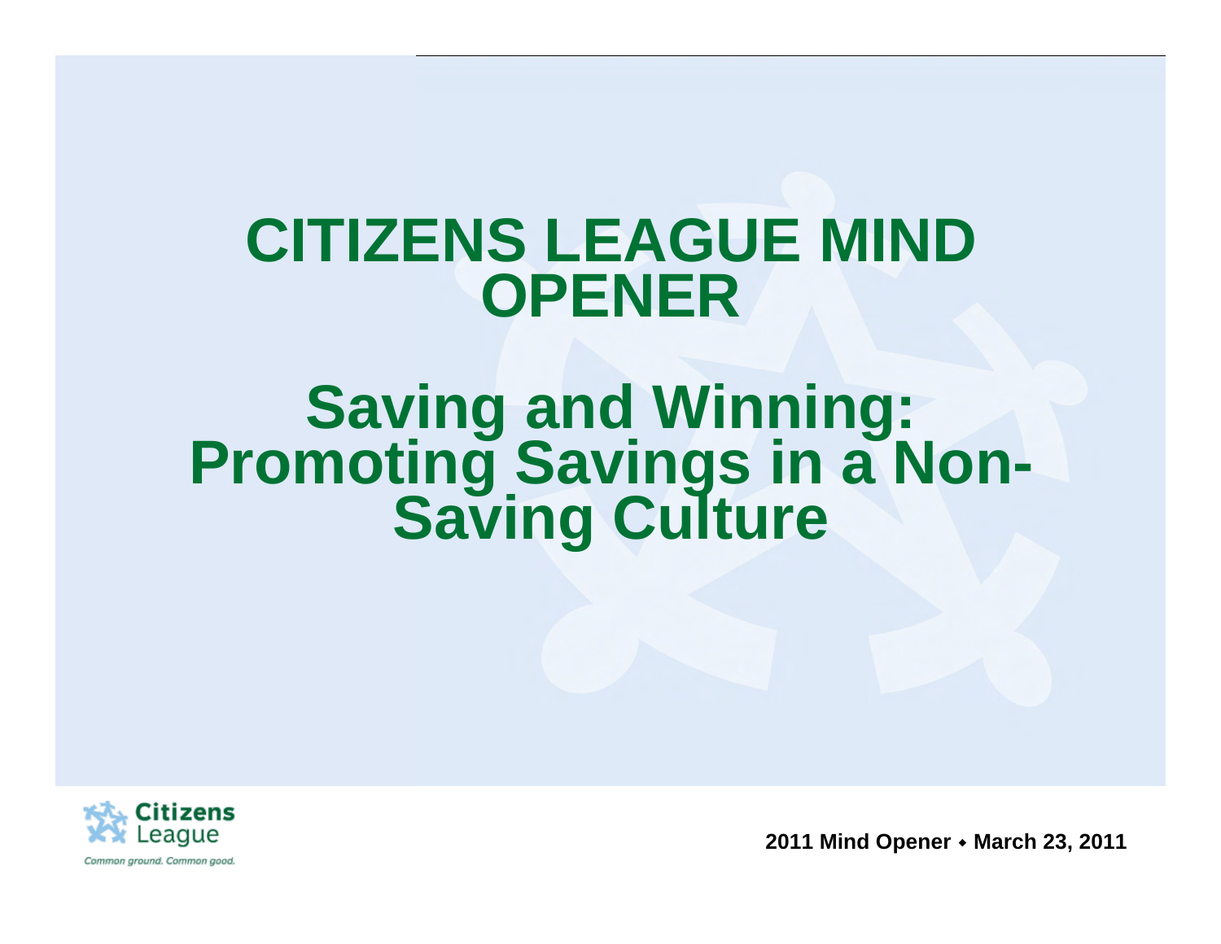# CITIZENS LEAGUE MIND OPENER

## Saving and Winning: Promoting Savings in a Non-Saving Culture

Citizens League

*Common ground. Common good.*

**2011 Mind Opener ◆ March 23, 2011**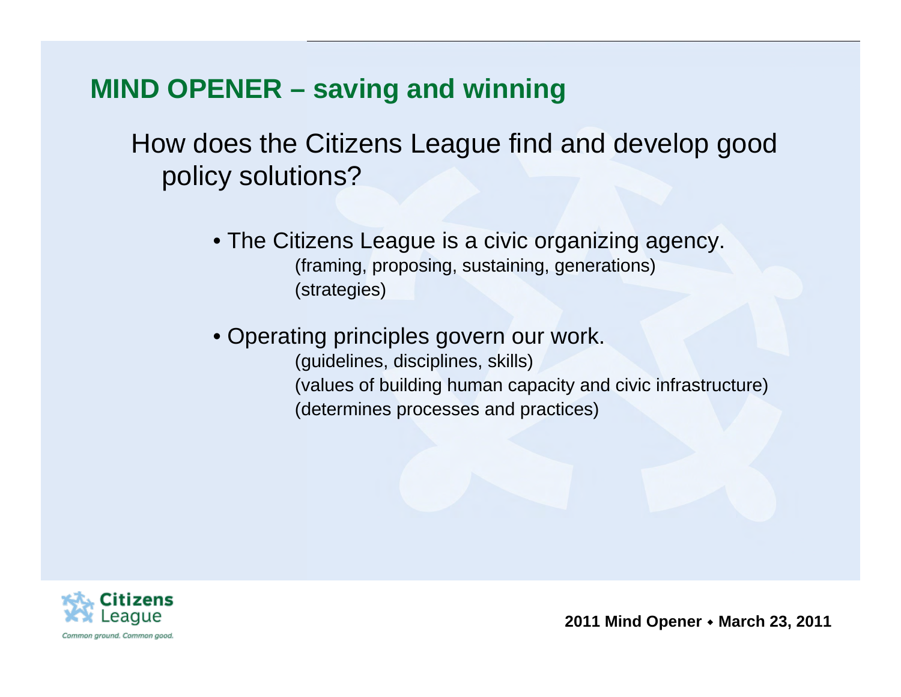# MIND OPENER – saving and winning

How does the Citizens League find and develop good policy solutions?

- The Citizens League is a civic organizing agency.
  - (framing, proposing, sustaining, generations)
  - (strategies)
- Operating principles govern our work.
  - (guidelines, disciplines, skills)
  - (values of building human capacity and civic infrastructure)
  - (determines processes and practices)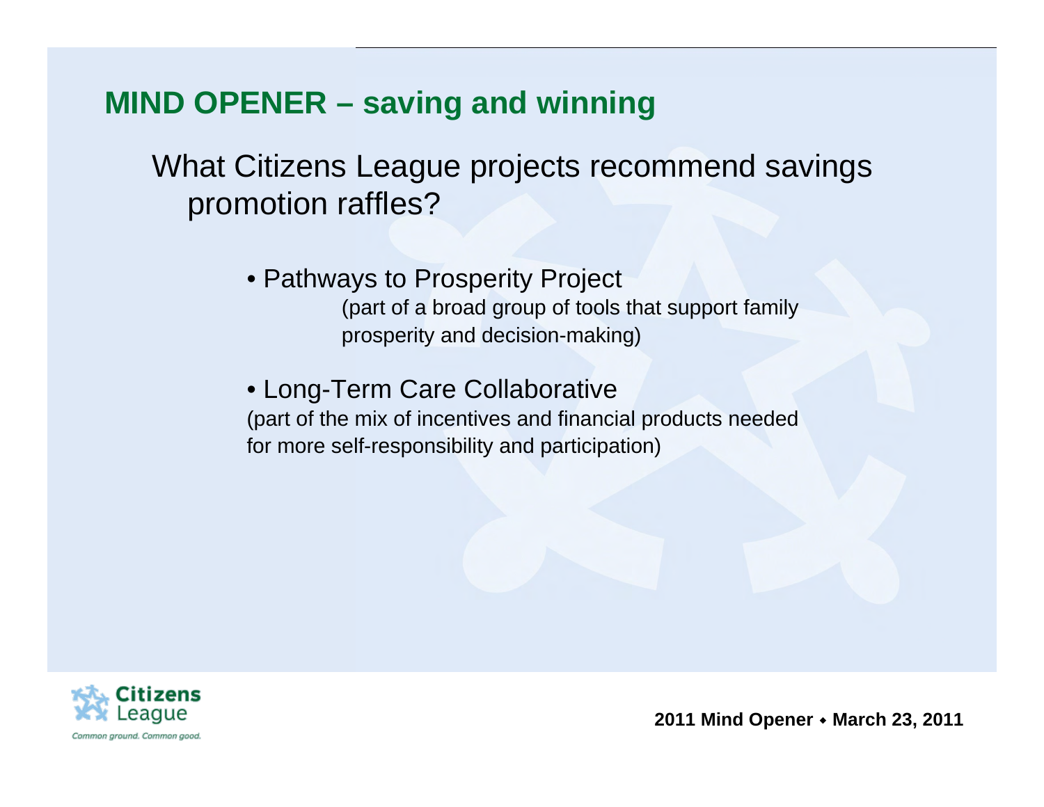## MIND OPENER – saving and winning

What Citizens League projects recommend savings promotion raffles?

- Pathways to Prosperity Project
  (part of a broad group of tools that support family prosperity and decision-making)

- Long-Term Care Collaborative
  (part of the mix of incentives and financial products needed for more self-responsibility and participation)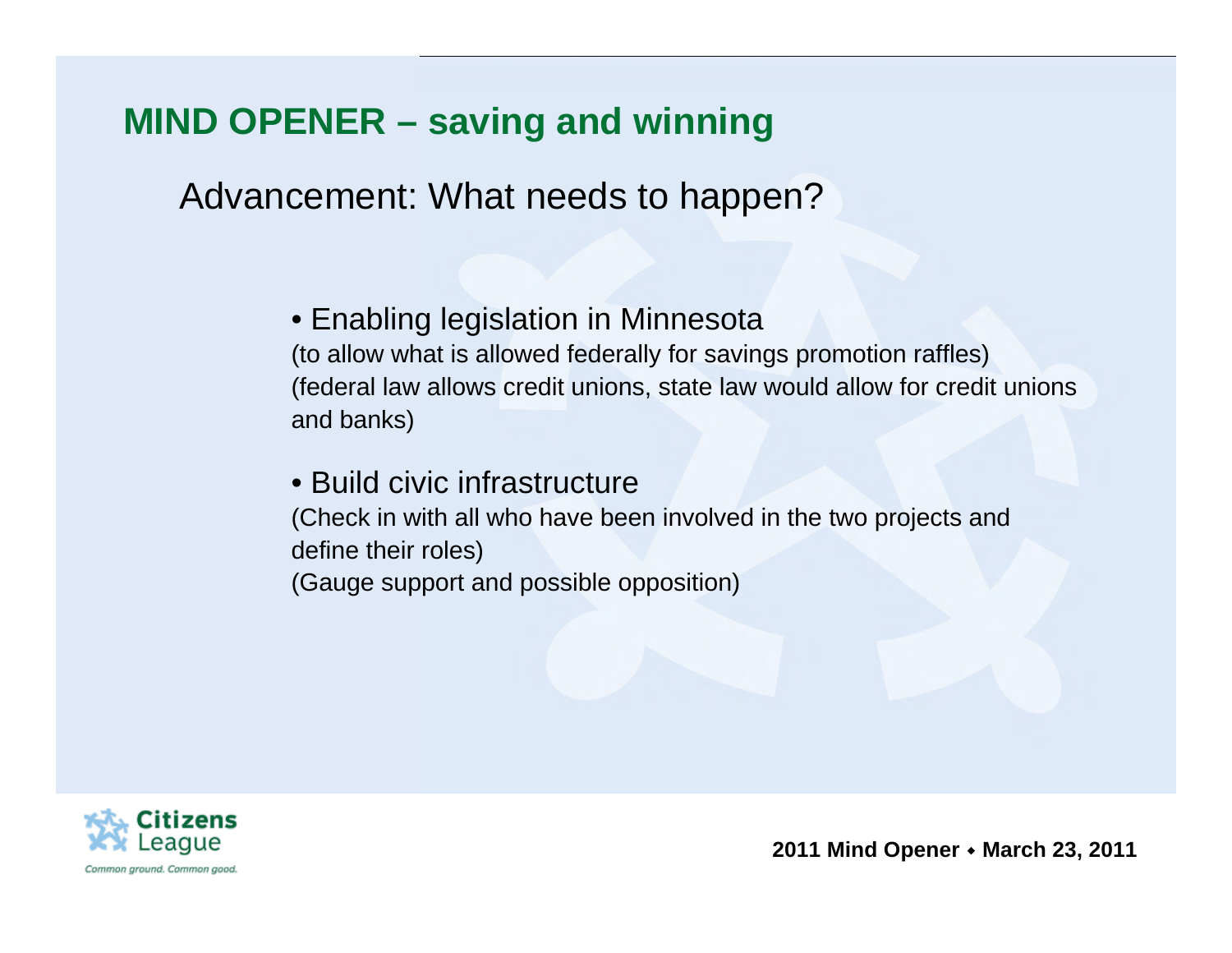# MIND OPENER – saving and winning

## Advancement: What needs to happen?

- Enabling legislation in Minnesota
  (to allow what is allowed federally for savings promotion raffles)
  (federal law allows credit unions, state law would allow for credit unions and banks)

- Build civic infrastructure
  (Check in with all who have been involved in the two projects and define their roles)
  (Gauge support and possible opposition)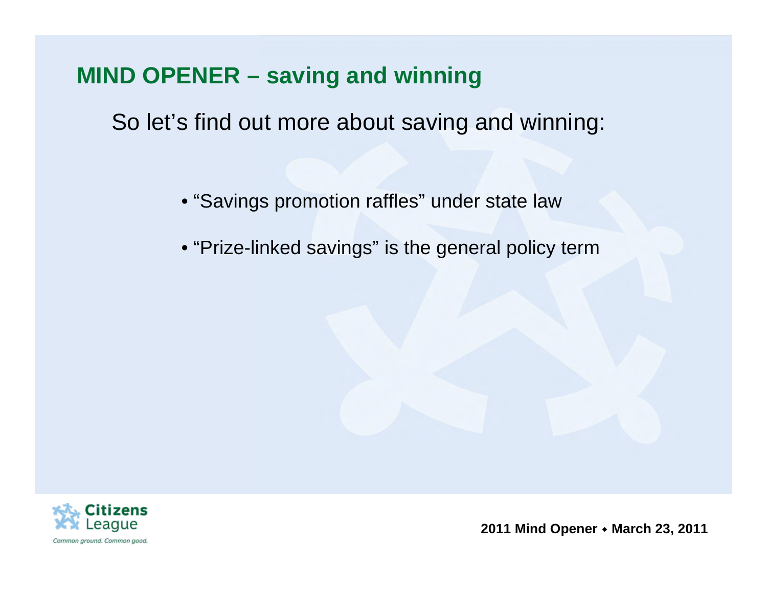## MIND OPENER – saving and winning

So let's find out more about saving and winning:

- "Savings promotion raffles" under state law
- "Prize-linked savings" is the general policy term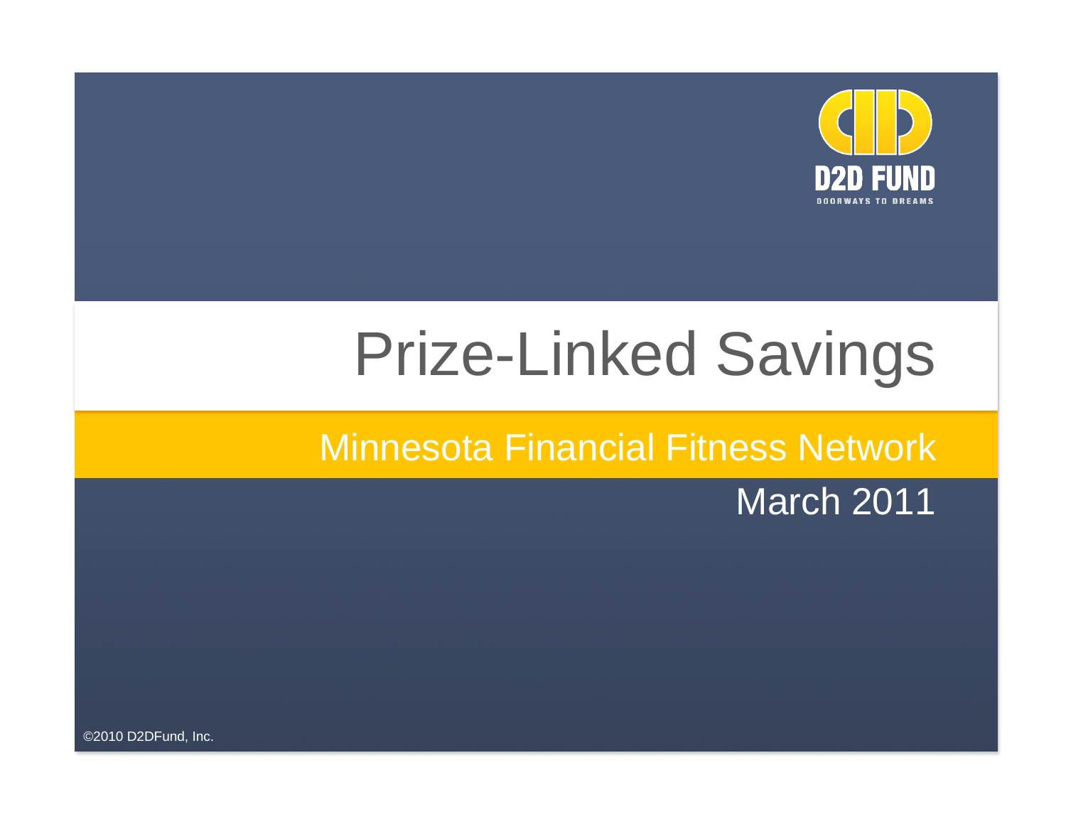D2D FUND

DOORWAYS TO DREAMS

# Prize-Linked Savings

## Minnesota Financial Fitness Network

March 2011

©2010 D2DFund, Inc.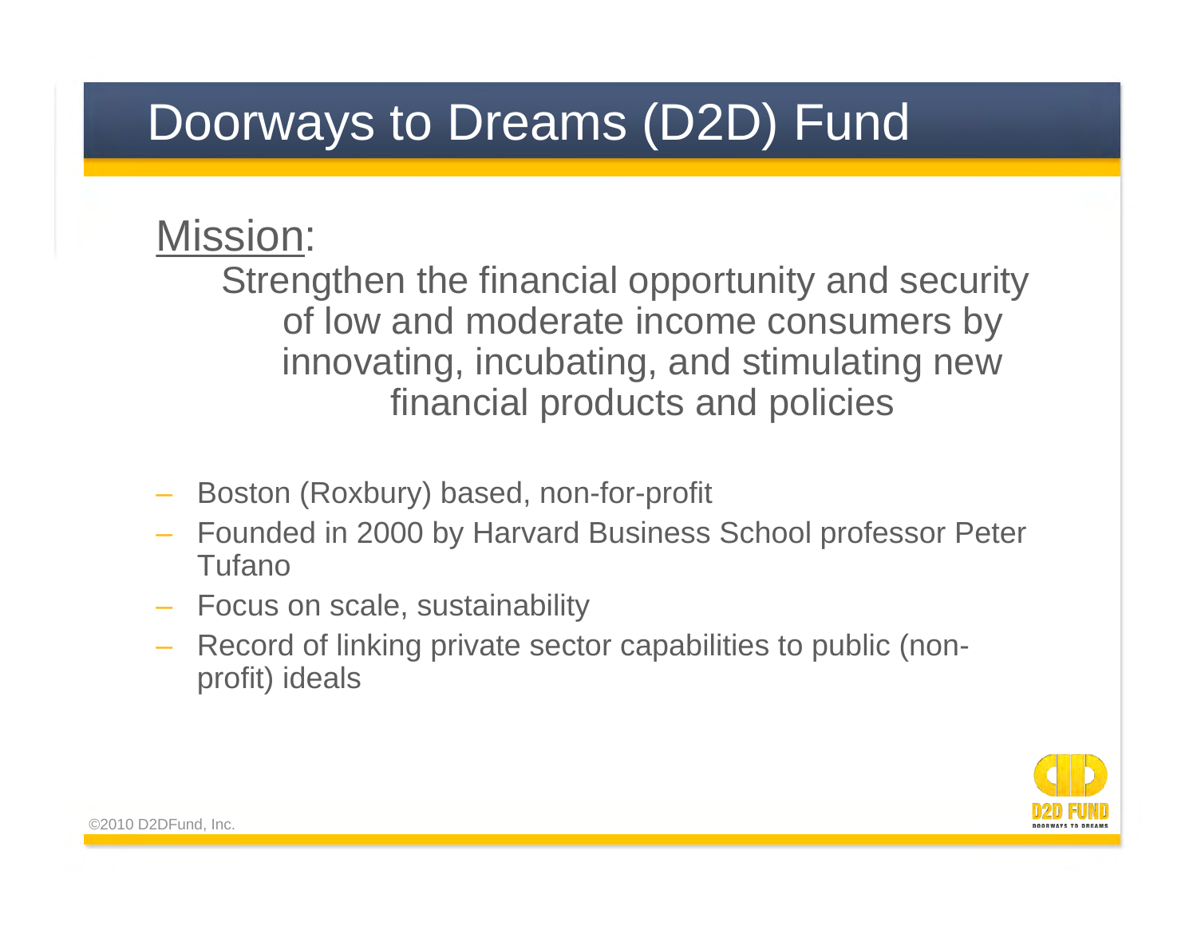# Doorways to Dreams (D2D) Fund

Mission:

Strengthen the financial opportunity and security of low and moderate income consumers by innovating, incubating, and stimulating new financial products and policies

- Boston (Roxbury) based, non-for-profit
- Founded in 2000 by Harvard Business School professor Peter Tufano
- Focus on scale, sustainability
- Record of linking private sector capabilities to public (non-profit) ideals

©2010 D2DFund, Inc.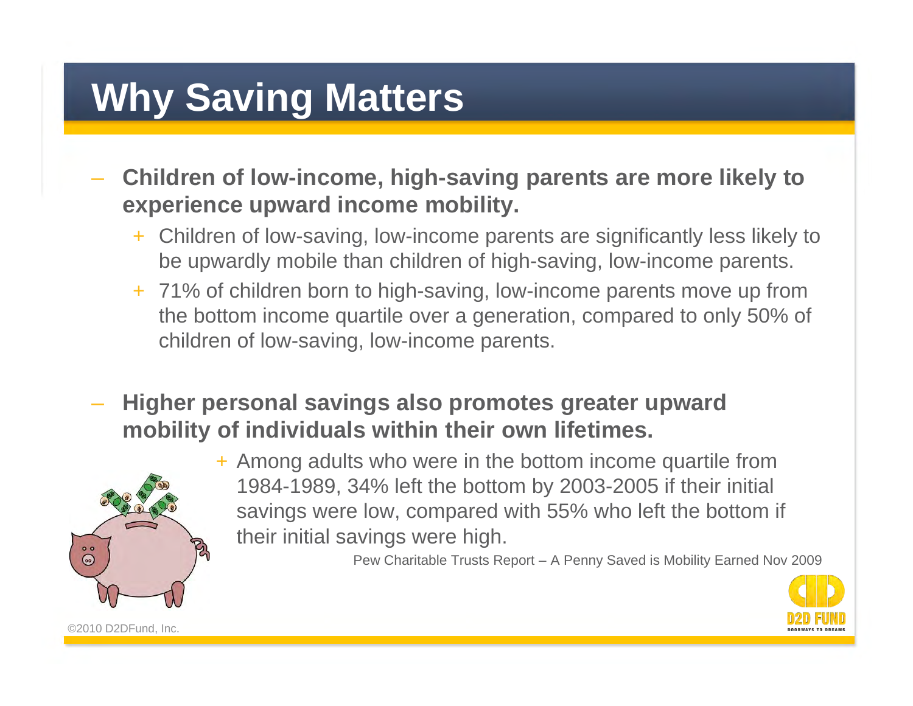# Why Saving Matters

- **Children of low-income, high-saving parents are more likely to experience upward income mobility.**
  - Children of low-saving, low-income parents are significantly less likely to be upwardly mobile than children of high-saving, low-income parents.
  - 71% of children born to high-saving, low-income parents move up from the bottom income quartile over a generation, compared to only 50% of children of low-saving, low-income parents.

- **Higher personal savings also promotes greater upward mobility of individuals within their own lifetimes.**
  - Among adults who were in the bottom income quartile from 1984-1989, 34% left the bottom by 2003-2005 if their initial savings were low, compared with 55% who left the bottom if their initial savings were high.

Pew Charitable Trusts Report – A Penny Saved is Mobility Earned Nov 2009

©2010 D2DFund, Inc.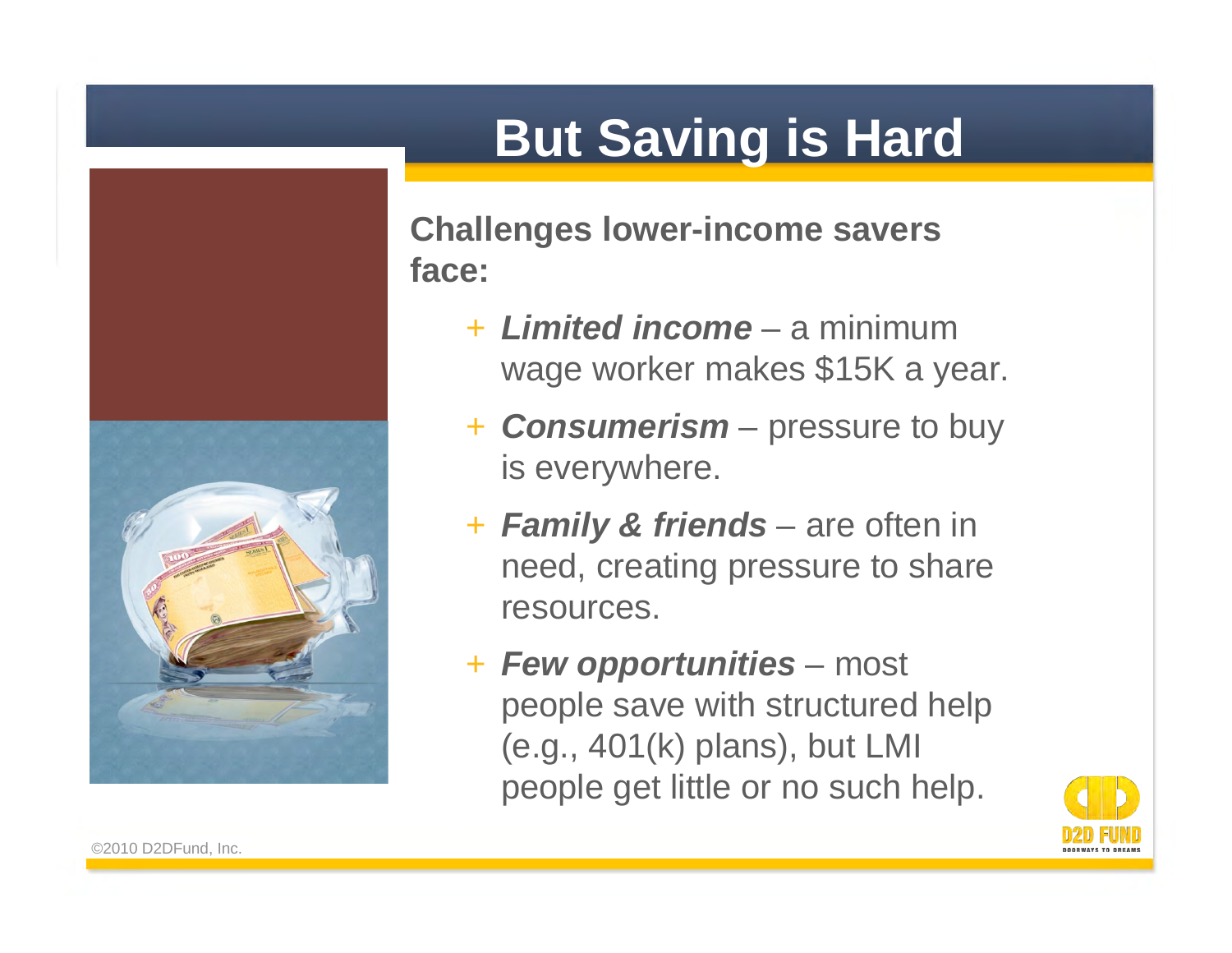# But Saving is Hard

**Challenges lower-income savers face:**

- ***Limited income*** – a minimum wage worker makes $15K a year.
- ***Consumerism*** – pressure to buy is everywhere.
- ***Family & friends*** – are often in need, creating pressure to share resources.
- ***Few opportunities*** – most people save with structured help (e.g., 401(k) plans), but LMI people get little or no such help.

©2010 D2DFund, Inc.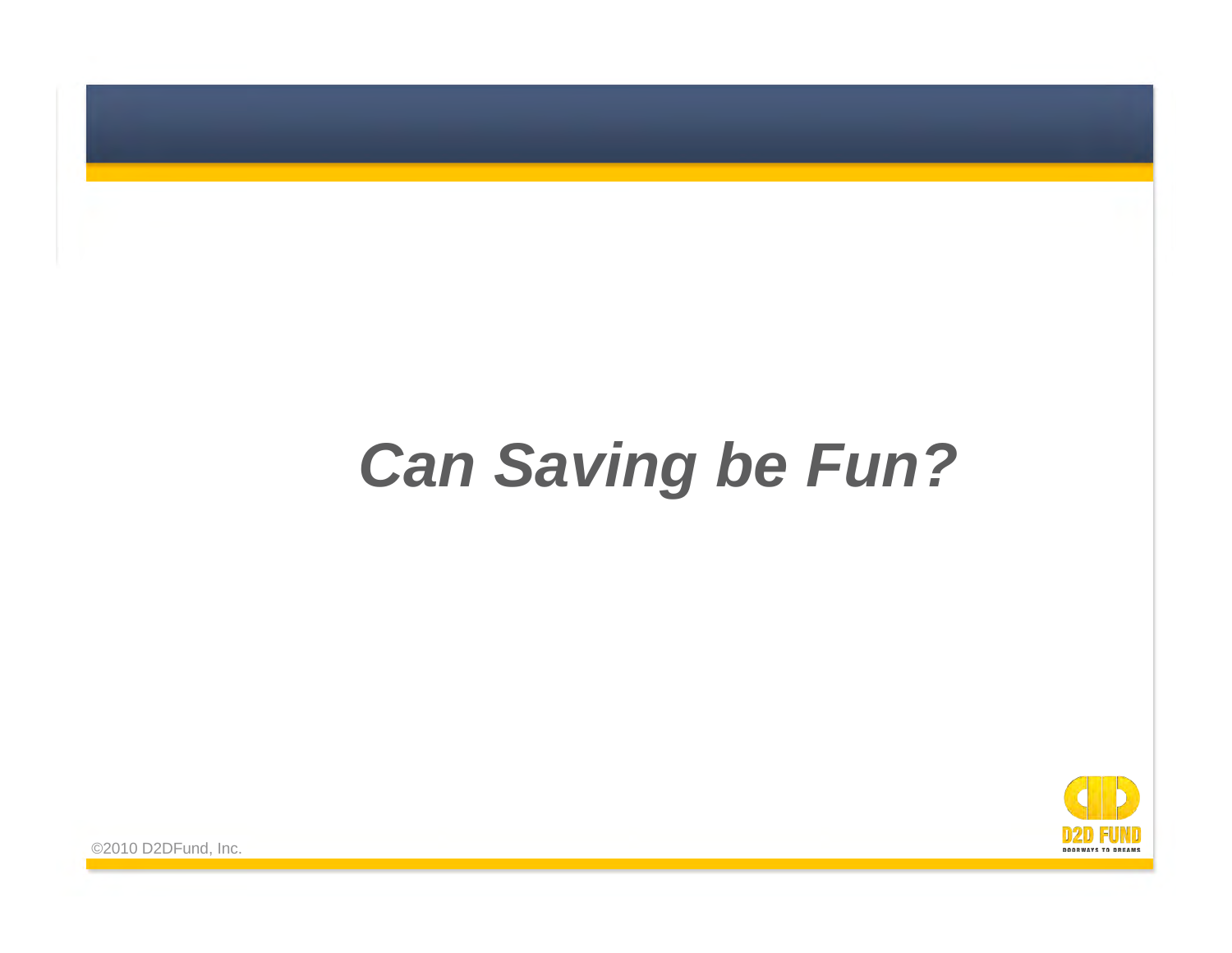# *Can Saving be Fun?*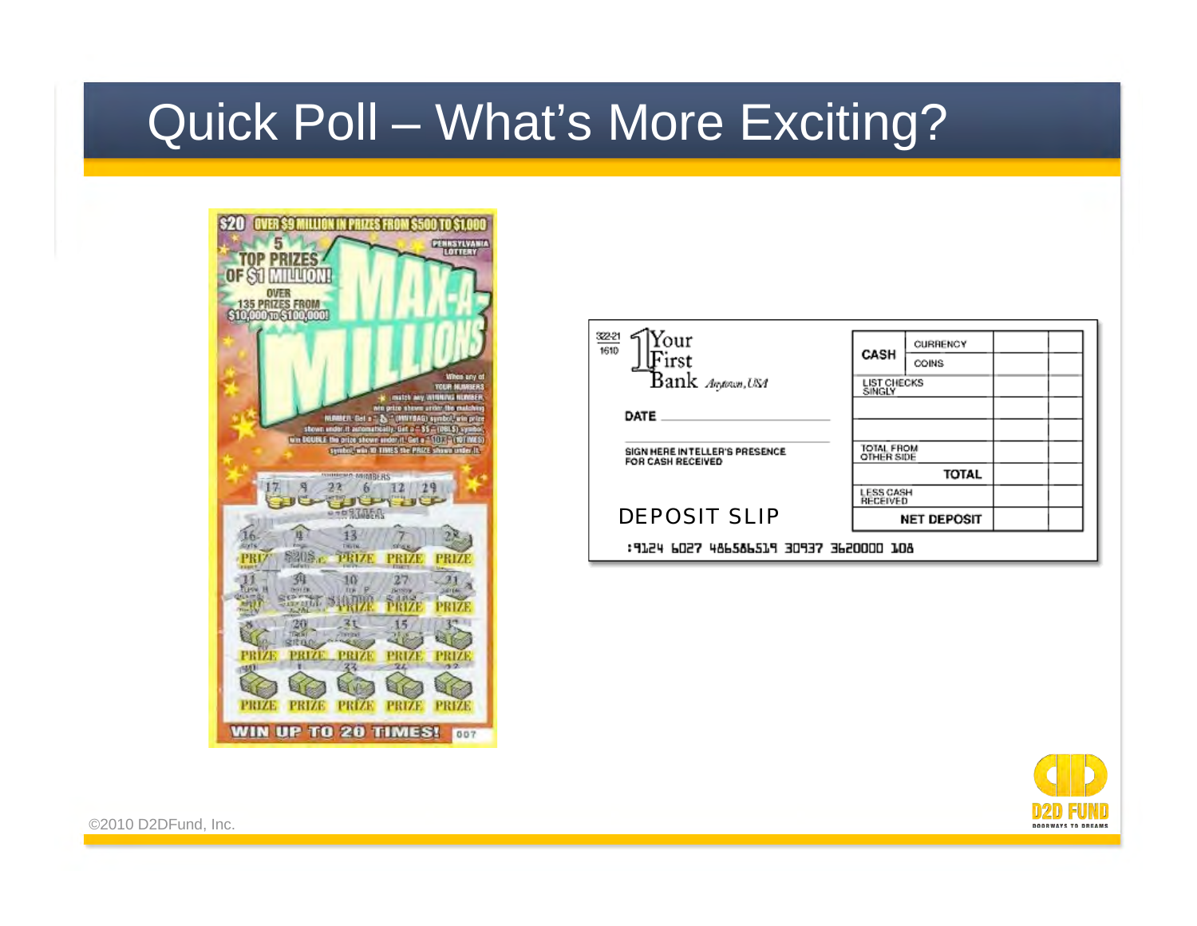# Quick Poll – What's More Exciting?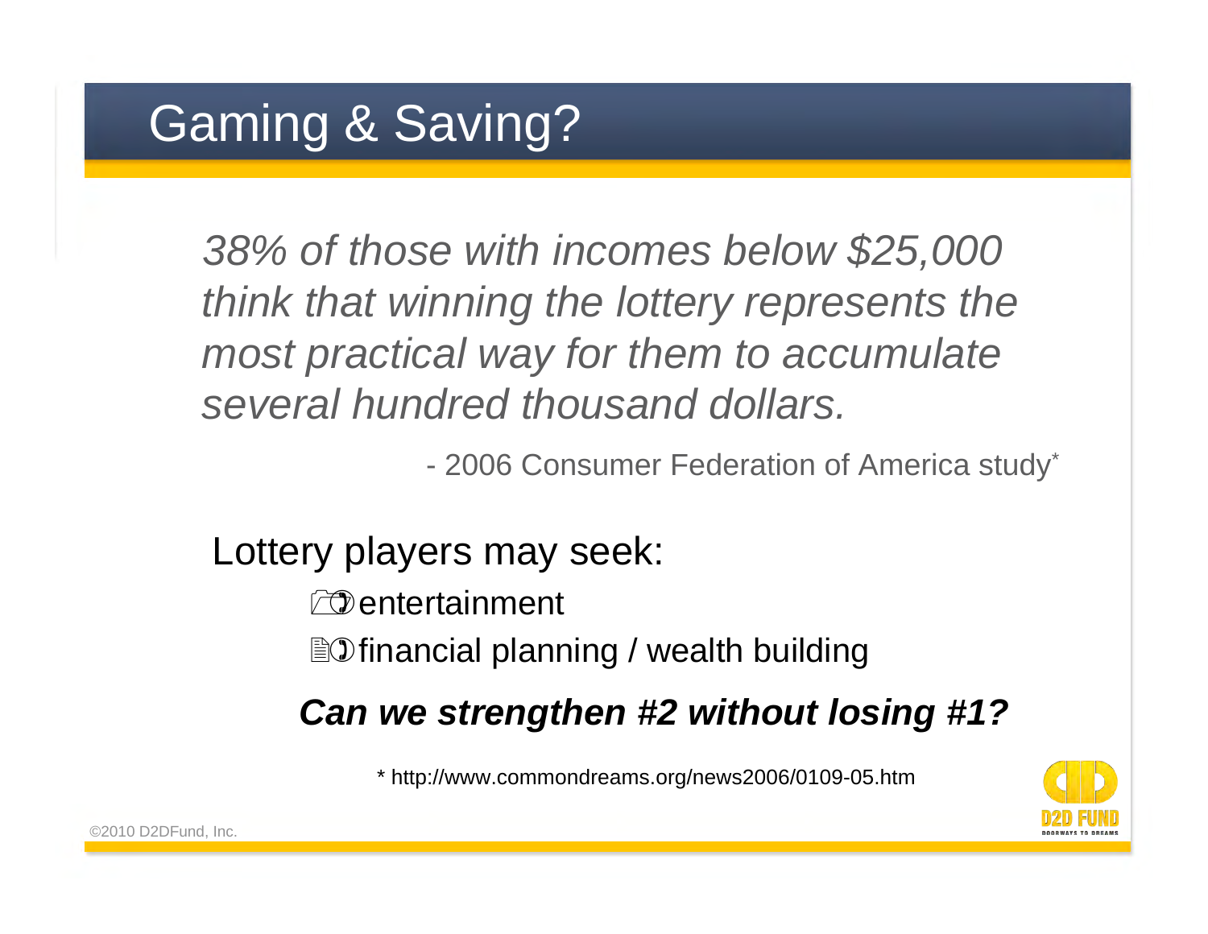# Gaming & Saving?

*38% of those with incomes below $25,000 think that winning the lottery represents the most practical way for them to accumulate several hundred thousand dollars.*

- 2006 Consumer Federation of America study*

Lottery players may seek:

1. entertainment
2. financial planning / wealth building

***Can we strengthen #2 without losing #1?***

* http://www.commondreams.org/news2006/0109-05.htm

©2010 D2DFund, Inc.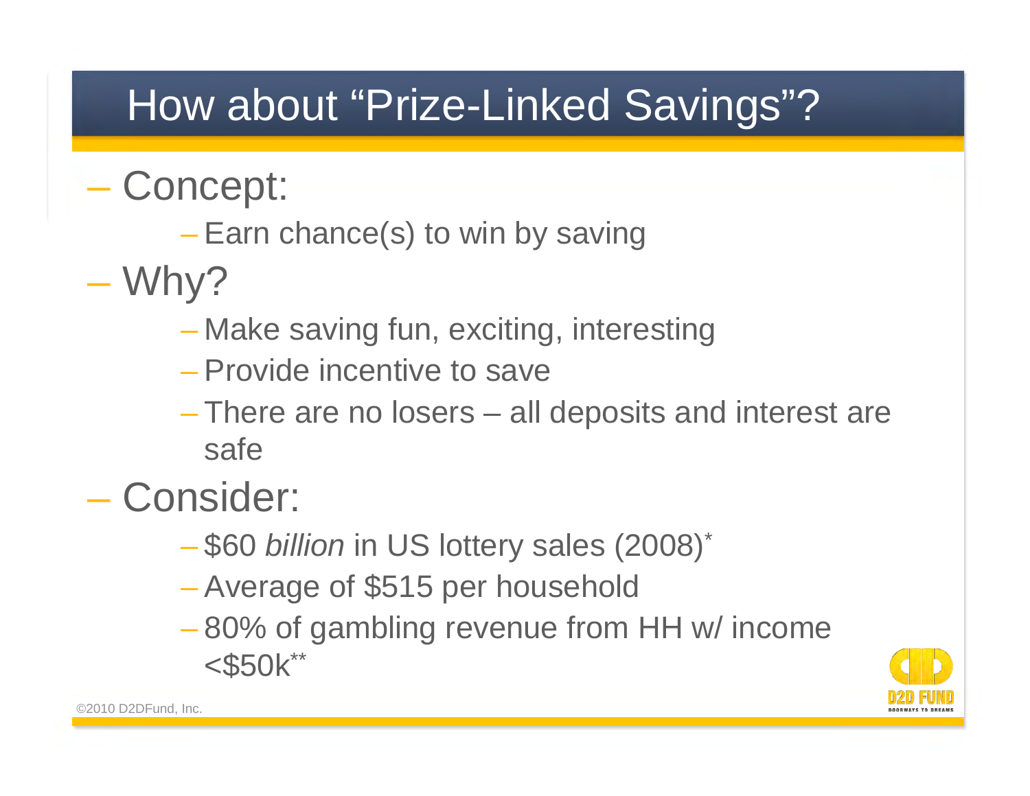# How about "Prize-Linked Savings"?

- Concept:
  - Earn chance(s) to win by saving
- Why?
  - Make saving fun, exciting, interesting
  - Provide incentive to save
  - There are no losers – all deposits and interest are safe
- Consider:
  - $60 *billion* in US lottery sales (2008)*
  - Average of $515 per household
  - 80% of gambling revenue from HH w/ income <$50k**

©2010 D2DFund, Inc.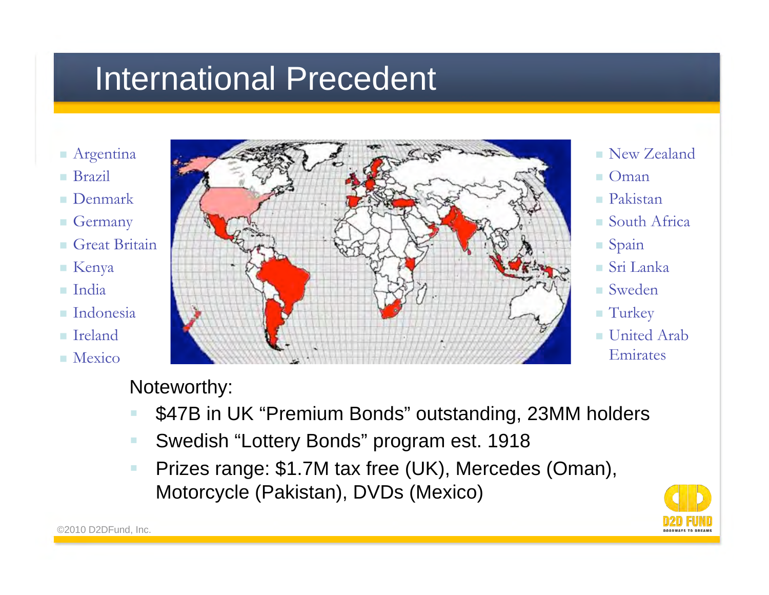# International Precedent

- Argentina
- Brazil
- Denmark
- Germany
- Great Britain
- Kenya
- India
- Indonesia
- Ireland
- Mexico

- New Zealand
- Oman
- Pakistan
- South Africa
- Spain
- Sri Lanka
- Sweden
- Turkey
- United Arab Emirates

Noteworthy:

- $47B in UK "Premium Bonds" outstanding, 23MM holders
- Swedish "Lottery Bonds" program est. 1918
- Prizes range: $1.7M tax free (UK), Mercedes (Oman), Motorcycle (Pakistan), DVDs (Mexico)

©2010 D2DFund, Inc.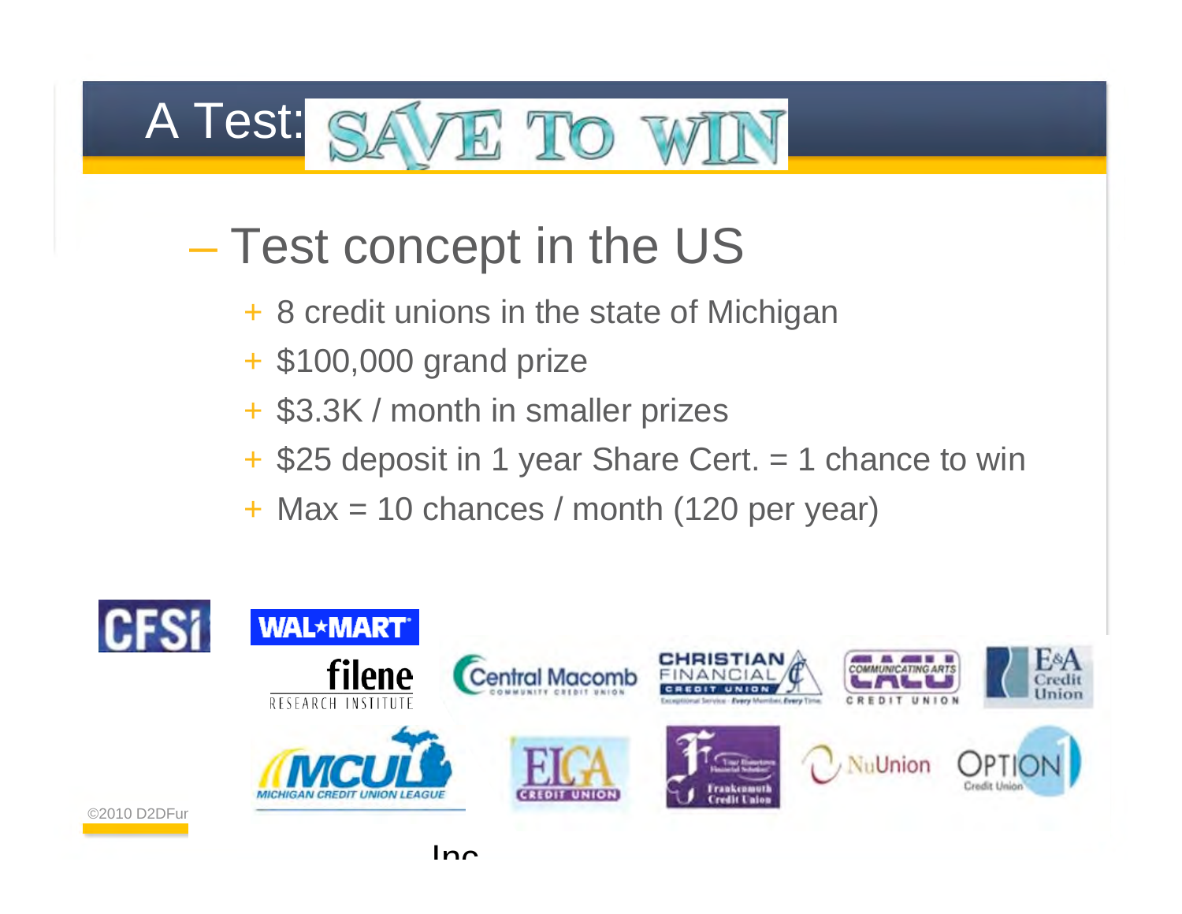# A Test: SAVE TO WIN

– Test concept in the US

- 8 credit unions in the state of Michigan
- $100,000 grand prize
- $3.3K / month in smaller prizes
- $25 deposit in 1 year Share Cert. = 1 chance to win
- Max = 10 chances / month (120 per year)

©2010 D2DFund, Inc.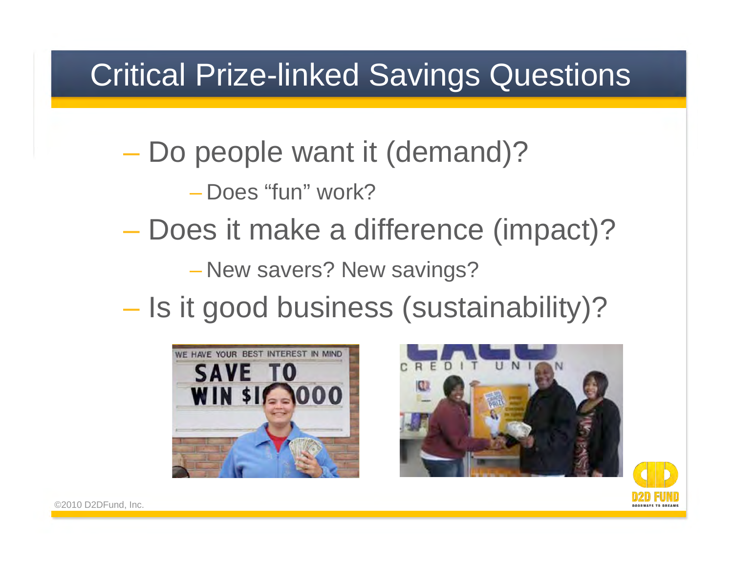# Critical Prize-linked Savings Questions

- Do people want it (demand)?
  - Does "fun" work?
- Does it make a difference (impact)?
  - New savers? New savings?
- Is it good business (sustainability)?

©2010 D2DFund, Inc.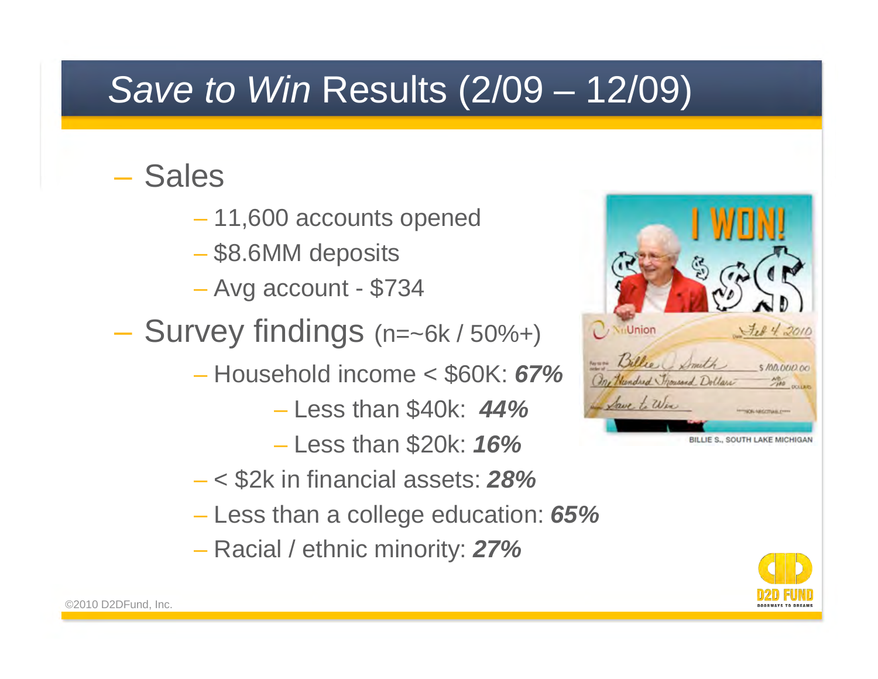# *Save to Win* Results (2/09 – 12/09)

- Sales
  - 11,600 accounts opened
  - $8.6MM deposits
  - Avg account - $734
- Survey findings (n=~6k / 50%+)
  - Household income < $60K: ***67%***
    - Less than $40k: ***44%***
    - Less than $20k: ***16%***
  - < $2k in financial assets: ***28%***
  - Less than a college education: ***65%***
  - Racial / ethnic minority: ***27%***

BILLIE S., SOUTH LAKE MICHIGAN

©2010 D2DFund, Inc.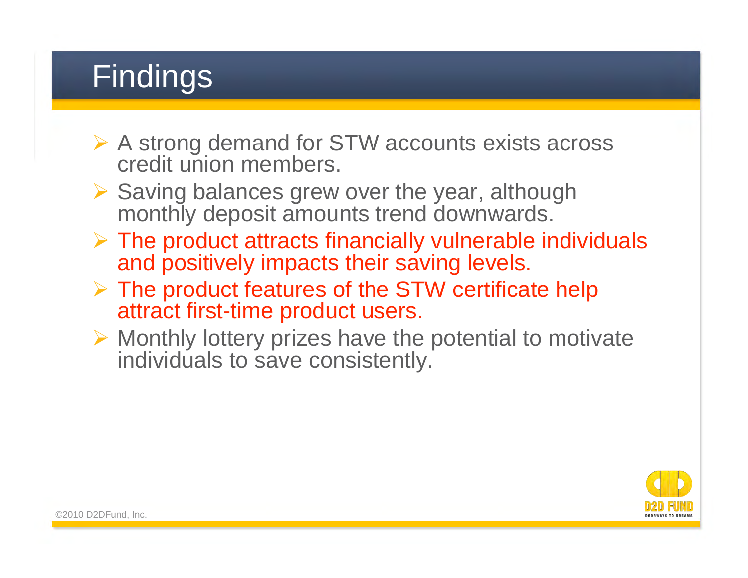# Findings

- A strong demand for STW accounts exists across credit union members.
- Saving balances grew over the year, although monthly deposit amounts trend downwards.
- The product attracts financially vulnerable individuals and positively impacts their saving levels.
- The product features of the STW certificate help attract first-time product users.
- Monthly lottery prizes have the potential to motivate individuals to save consistently.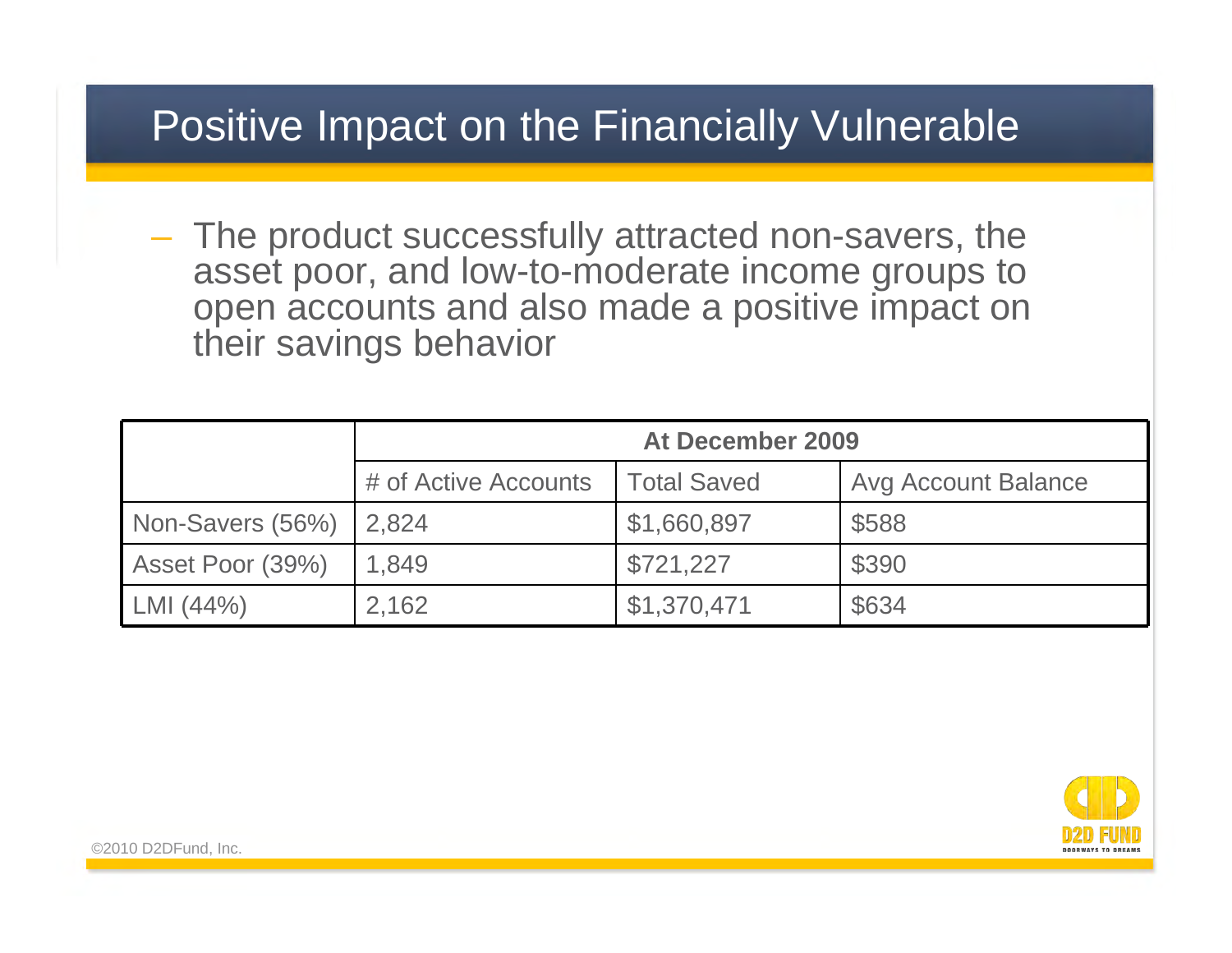# Positive Impact on the Financially Vulnerable

– The product successfully attracted non-savers, the asset poor, and low-to-moderate income groups to open accounts and also made a positive impact on their savings behavior

| | At December 2009 | | |
|---|---|---|---|
| | # of Active Accounts | Total Saved | Avg Account Balance |
| Non-Savers (56%) | 2,824 | $1,660,897 | $588 |
| Asset Poor (39%) | 1,849 | $721,227 | $390 |
| LMI (44%) | 2,162 | $1,370,471 | $634 |

©2010 D2DFund, Inc.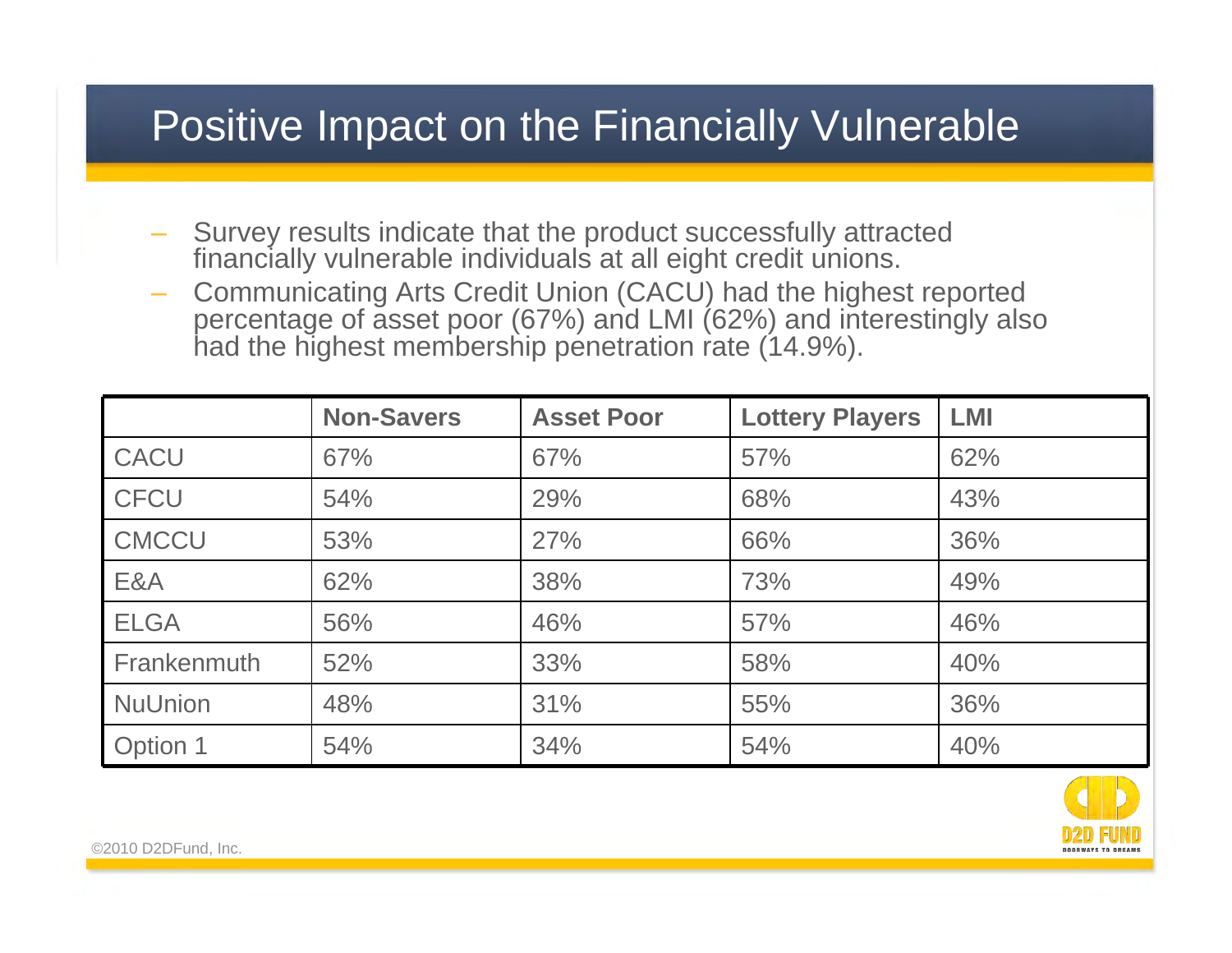# Positive Impact on the Financially Vulnerable

- Survey results indicate that the product successfully attracted financially vulnerable individuals at all eight credit unions.
- Communicating Arts Credit Union (CACU) had the highest reported percentage of asset poor (67%) and LMI (62%) and interestingly also had the highest membership penetration rate (14.9%).

| | Non-Savers | Asset Poor | Lottery Players | LMI |
|---|---|---|---|---|
| CACU | 67% | 67% | 57% | 62% |
| CFCU | 54% | 29% | 68% | 43% |
| CMCCU | 53% | 27% | 66% | 36% |
| E&A | 62% | 38% | 73% | 49% |
| ELGA | 56% | 46% | 57% | 46% |
| Frankenmuth | 52% | 33% | 58% | 40% |
| NuUnion | 48% | 31% | 55% | 36% |
| Option 1 | 54% | 34% | 54% | 40% |

©2010 D2DFund, Inc.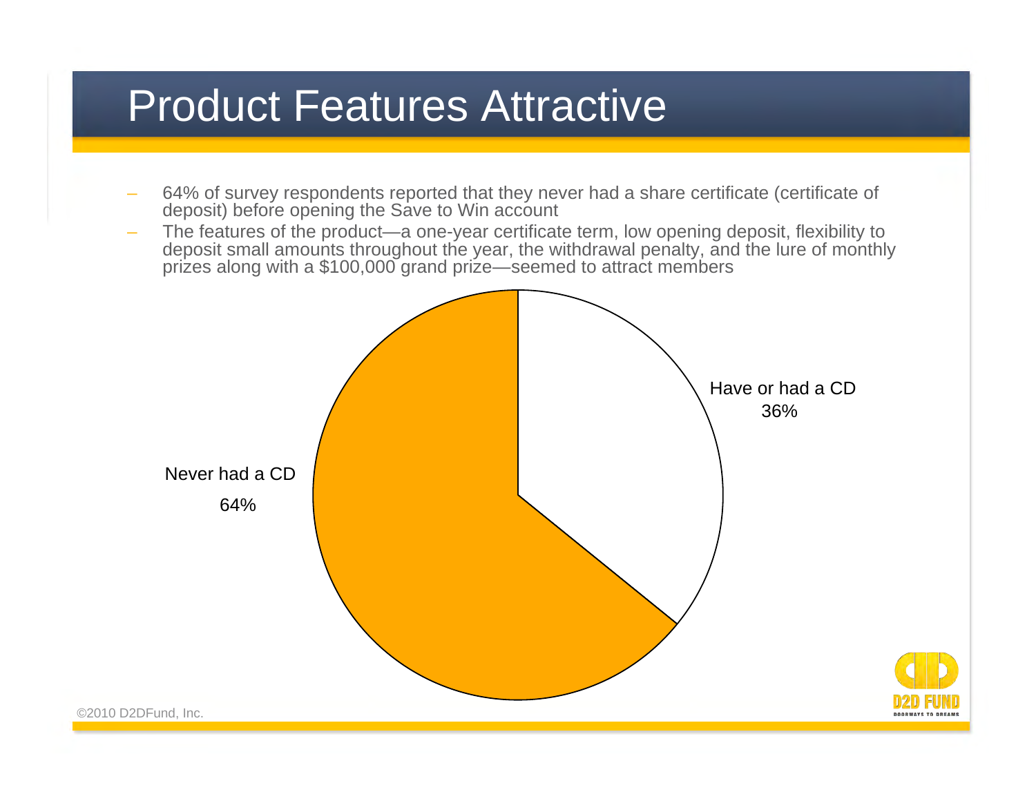# Product Features Attractive

- 64% of survey respondents reported that they never had a share certificate (certificate of deposit) before opening the Save to Win account
- The features of the product—a one-year certificate term, low opening deposit, flexibility to deposit small amounts throughout the year, the withdrawal penalty, and the lure of monthly prizes along with a $100,000 grand prize—seemed to attract members

Have or had a CD
36%

Never had a CD
64%

©2010 D2DFund, Inc.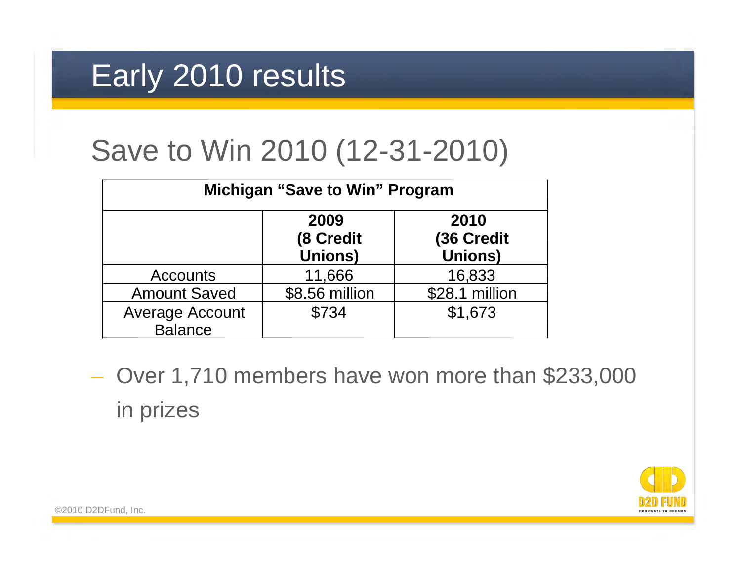# Early 2010 results

## Save to Win 2010 (12-31-2010)

| Michigan "Save to Win" Program | | |
|---|---|---|
| | **2009 (8 Credit Unions)** | **2010 (36 Credit Unions)** |
| Accounts | 11,666 | 16,833 |
| Amount Saved | $8.56 million | $28.1 million |
| Average Account Balance | $734 | $1,673 |

- Over 1,710 members have won more than $233,000 in prizes

©2010 D2DFund, Inc.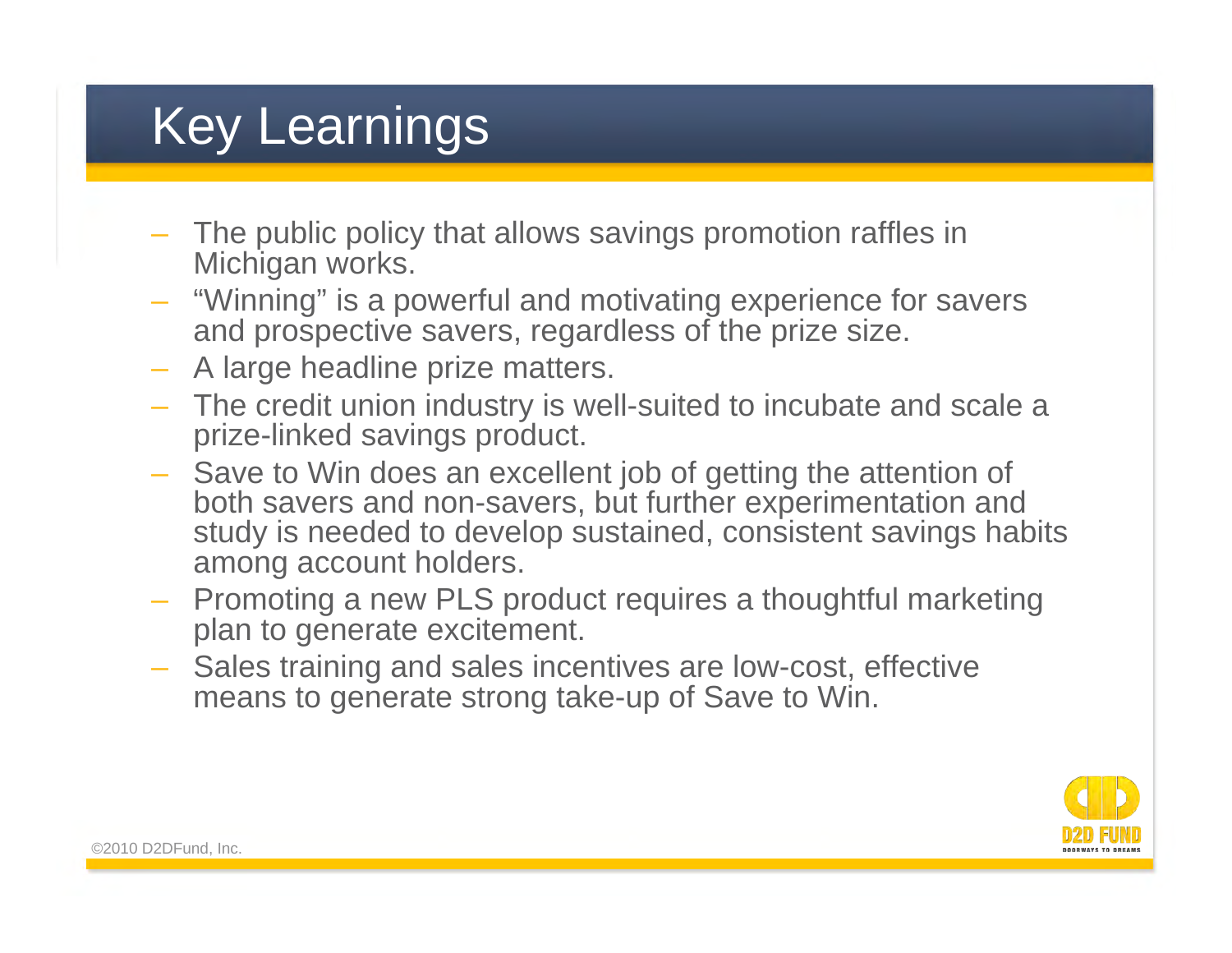# Key Learnings

- The public policy that allows savings promotion raffles in Michigan works.
- "Winning" is a powerful and motivating experience for savers and prospective savers, regardless of the prize size.
- A large headline prize matters.
- The credit union industry is well-suited to incubate and scale a prize-linked savings product.
- Save to Win does an excellent job of getting the attention of both savers and non-savers, but further experimentation and study is needed to develop sustained, consistent savings habits among account holders.
- Promoting a new PLS product requires a thoughtful marketing plan to generate excitement.
- Sales training and sales incentives are low-cost, effective means to generate strong take-up of Save to Win.

©2010 D2DFund, Inc.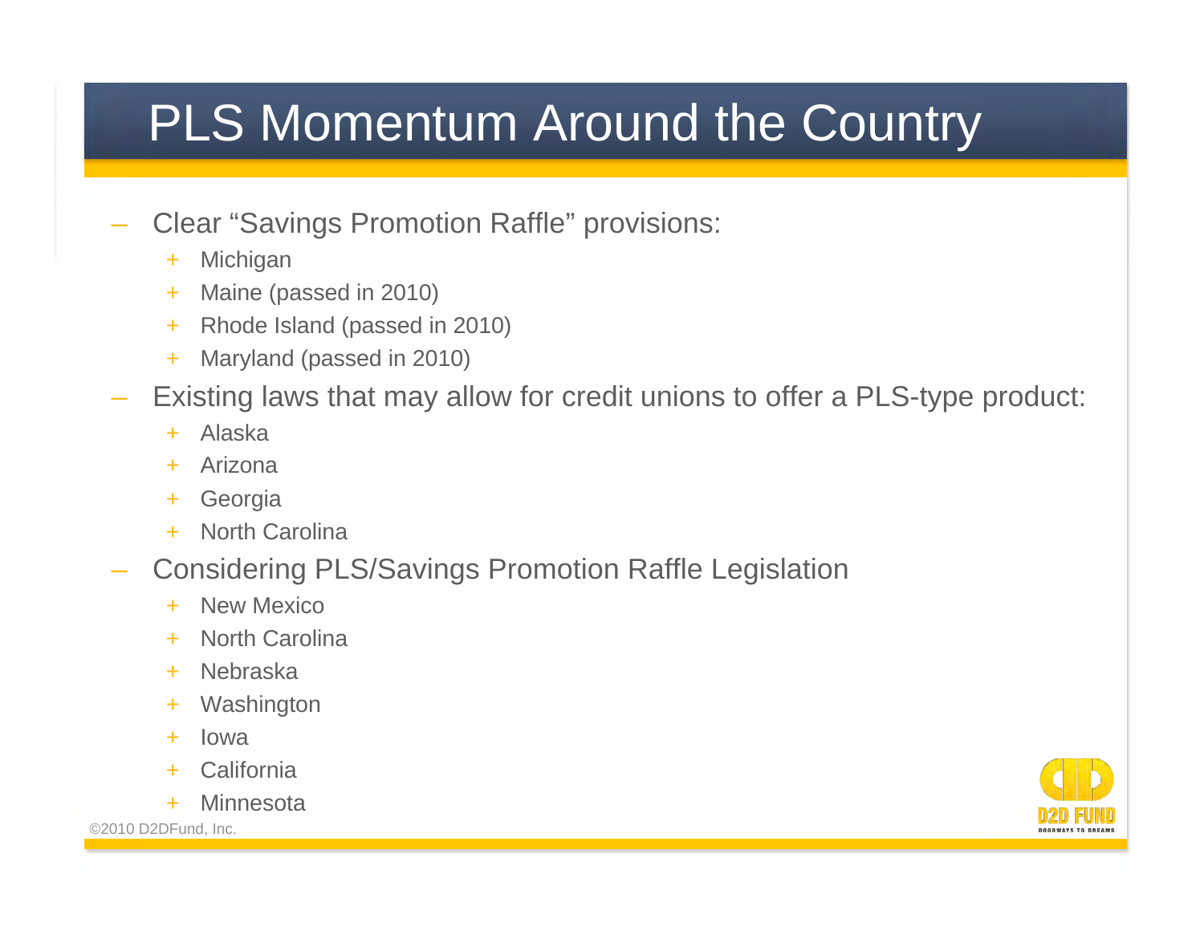# PLS Momentum Around the Country

- Clear "Savings Promotion Raffle" provisions:
  - Michigan
  - Maine (passed in 2010)
  - Rhode Island (passed in 2010)
  - Maryland (passed in 2010)
- Existing laws that may allow for credit unions to offer a PLS-type product:
  - Alaska
  - Arizona
  - Georgia
  - North Carolina
- Considering PLS/Savings Promotion Raffle Legislation
  - New Mexico
  - North Carolina
  - Nebraska
  - Washington
  - Iowa
  - California
  - Minnesota

©2010 D2DFund, Inc.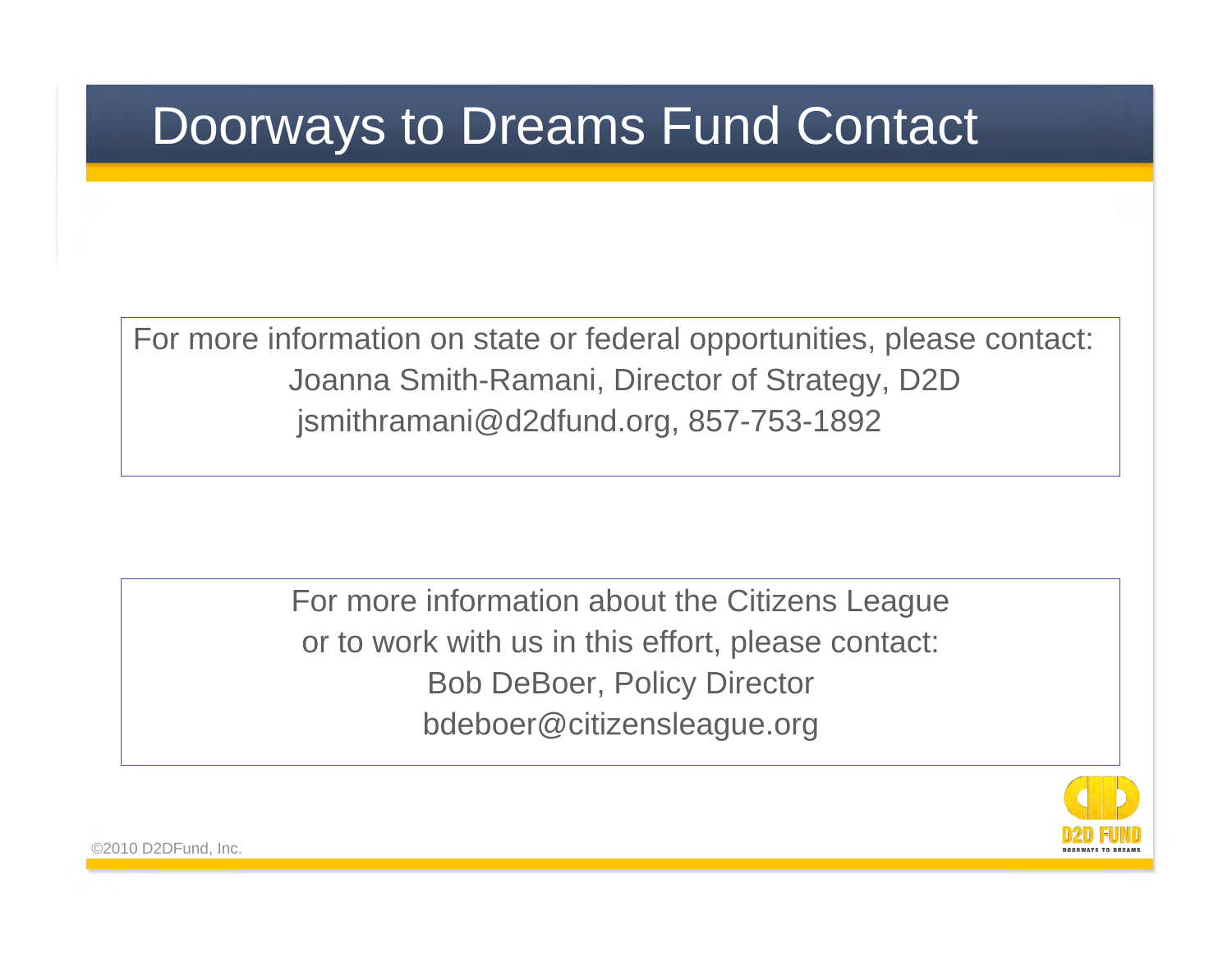# Doorways to Dreams Fund Contact

For more information on state or federal opportunities, please contact:
Joanna Smith-Ramani, Director of Strategy, D2D
jsmithramani@d2dfund.org, 857-753-1892

For more information about the Citizens League
or to work with us in this effort, please contact:
Bob DeBoer, Policy Director
bdeboer@citizensleague.org

©2010 D2DFund, Inc.